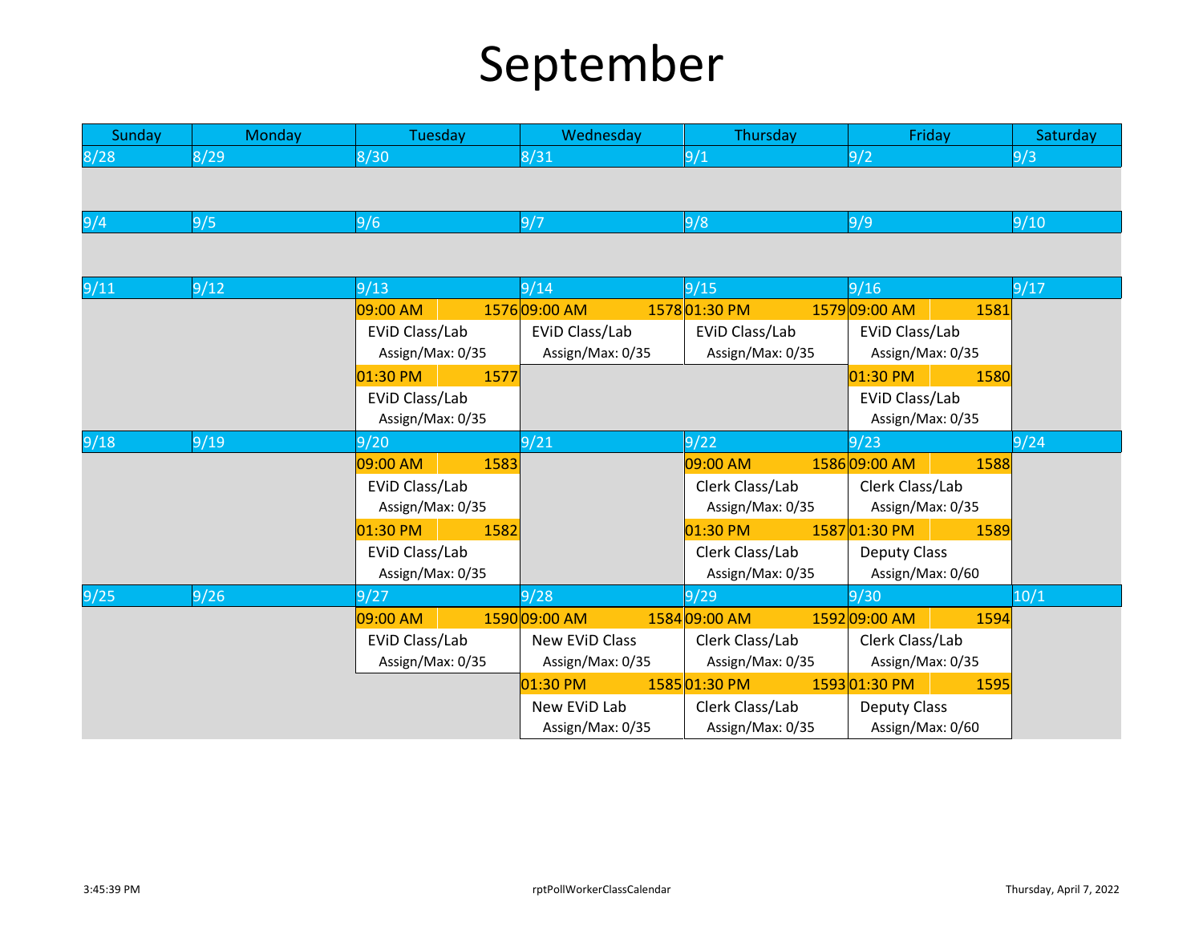# September

| Sunday | Monday | Tuesday | Wednesday | Thursday | Friday | Saturday |
|---|---|---|---|---|---|---|
| 8/28 | 8/29 | 8/30 | 8/31 | 9/1 | 9/2 | 9/3 |
| | | | | | | |
| 9/4 | 9/5 | 9/6 | 9/7 | 9/8 | 9/9 | 9/10 |
| | | | | | | |
| 9/11 | 9/12 | 9/13 | 9/14 | 9/15 | 9/16 | 9/17 |
| | | 09:00 AM 1576<br>EViD Class/Lab<br>Assign/Max: 0/35<br>01:30 PM 1577<br>EViD Class/Lab<br>Assign/Max: 0/35 | 09:00 AM 1578<br>EViD Class/Lab<br>Assign/Max: 0/35 | 01:30 PM 1579<br>EViD Class/Lab<br>Assign/Max: 0/35 | 09:00 AM 1581<br>EViD Class/Lab<br>Assign/Max: 0/35<br>01:30 PM 1580<br>EViD Class/Lab<br>Assign/Max: 0/35 | |
| 9/18 | 9/19 | 9/20 | 9/21 | 9/22 | 9/23 | 9/24 |
| | | 09:00 AM 1583<br>EViD Class/Lab<br>Assign/Max: 0/35<br>01:30 PM 1582<br>EViD Class/Lab<br>Assign/Max: 0/35 | | 09:00 AM 1586<br>Clerk Class/Lab<br>Assign/Max: 0/35<br>01:30 PM 1587<br>Clerk Class/Lab<br>Assign/Max: 0/35 | 09:00 AM 1588<br>Clerk Class/Lab<br>Assign/Max: 0/35<br>01:30 PM 1589<br>Deputy Class<br>Assign/Max: 0/60 | |
| 9/25 | 9/26 | 9/27 | 9/28 | 9/29 | 9/30 | 10/1 |
| | | 09:00 AM 1590<br>EViD Class/Lab<br>Assign/Max: 0/35 | 09:00 AM 1584<br>New EViD Class<br>Assign/Max: 0/35<br>01:30 PM 1585<br>New EViD Lab<br>Assign/Max: 0/35 | 09:00 AM 1592<br>Clerk Class/Lab<br>Assign/Max: 0/35<br>01:30 PM 1593<br>Clerk Class/Lab<br>Assign/Max: 0/35 | 09:00 AM 1594<br>Clerk Class/Lab<br>Assign/Max: 0/35<br>01:30 PM 1595<br>Deputy Class<br>Assign/Max: 0/60 | |

3:45:39 PM rptPollWorkerClassCalendar Thursday, April 7, 2022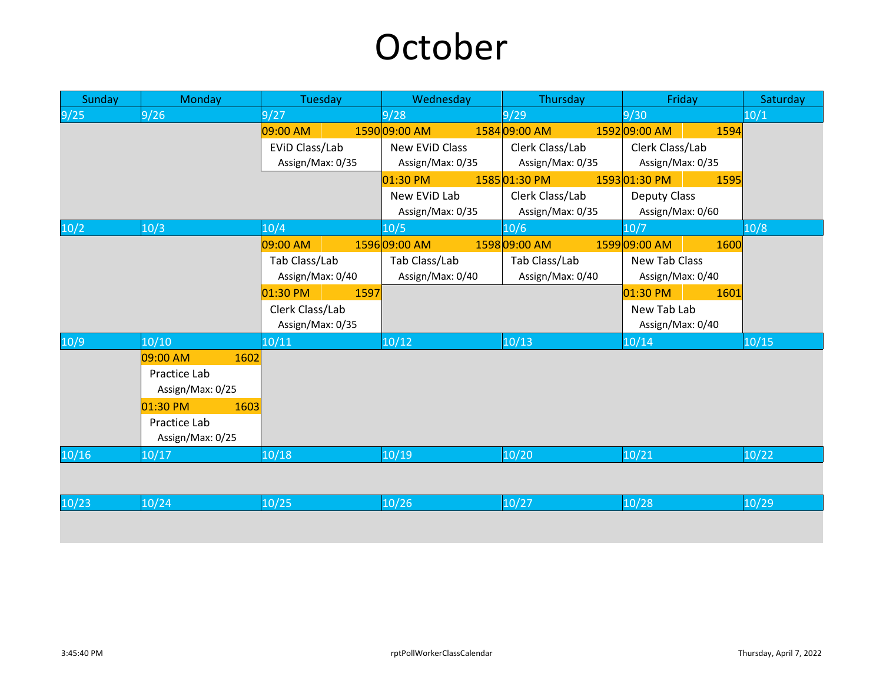# October

| Sunday | Monday | Tuesday | Wednesday | Thursday | Friday | Saturday |
|---|---|---|---|---|---|---|
| 9/25 | 9/26 | 9/27 | 9/28 | 9/29 | 9/30 | 10/1 |
| | | 09:00 AM 1590<br>EViD Class/Lab<br>Assign/Max: 0/35 | 09:00 AM 1584<br>New EViD Class<br>Assign/Max: 0/35<br>01:30 PM 1585<br>New EViD Lab<br>Assign/Max: 0/35 | 09:00 AM 1592<br>Clerk Class/Lab<br>Assign/Max: 0/35<br>01:30 PM 1593<br>Clerk Class/Lab<br>Assign/Max: 0/35 | 09:00 AM 1594<br>Clerk Class/Lab<br>Assign/Max: 0/35<br>01:30 PM 1595<br>Deputy Class<br>Assign/Max: 0/60 | |
| 10/2 | 10/3 | 10/4 | 10/5 | 10/6 | 10/7 | 10/8 |
| | | 09:00 AM 1596<br>Tab Class/Lab<br>Assign/Max: 0/40<br>01:30 PM 1597<br>Clerk Class/Lab<br>Assign/Max: 0/35 | 09:00 AM 1598<br>Tab Class/Lab<br>Assign/Max: 0/40 | 09:00 AM 1599<br>Tab Class/Lab<br>Assign/Max: 0/40 | 09:00 AM 1600<br>New Tab Class<br>Assign/Max: 0/40<br>01:30 PM 1601<br>New Tab Lab<br>Assign/Max: 0/40 | |
| 10/9 | 10/10 | 10/11 | 10/12 | 10/13 | 10/14 | 10/15 |
| | 09:00 AM 1602<br>Practice Lab<br>Assign/Max: 0/25<br>01:30 PM 1603<br>Practice Lab<br>Assign/Max: 0/25 | | | | | |
| 10/16 | 10/17 | 10/18 | 10/19 | 10/20 | 10/21 | 10/22 |
| | | | | | | |
| 10/23 | 10/24 | 10/25 | 10/26 | 10/27 | 10/28 | 10/29 |
| | | | | | | |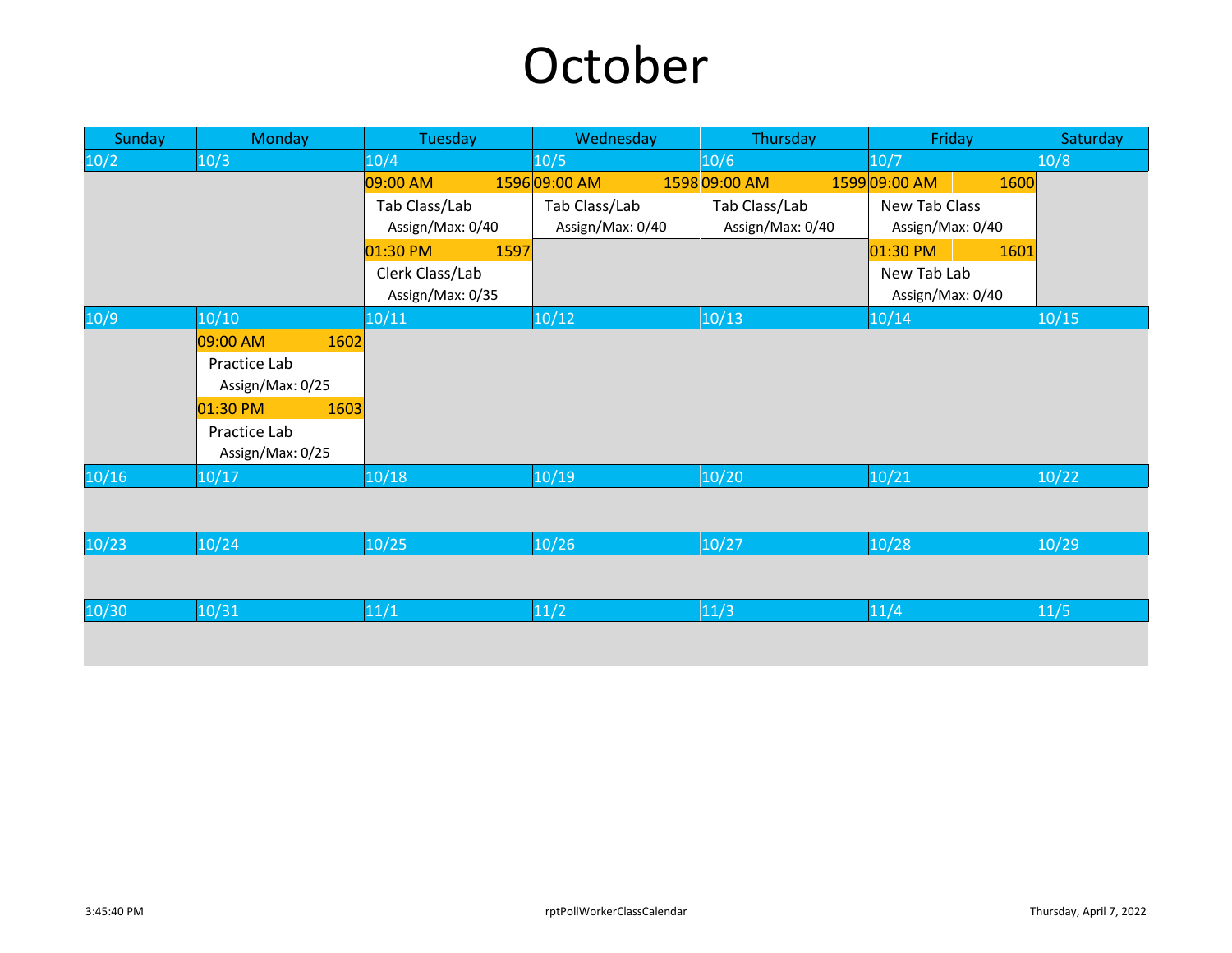# October

| Sunday | Monday | Tuesday | Wednesday | Thursday | Friday | Saturday |
|---|---|---|---|---|---|---|
| 10/2 | 10/3 | 10/4 | 10/5 | 10/6 | 10/7 | 10/8 |
| | | 09:00 AM 1596<br>Tab Class/Lab<br>Assign/Max: 0/40<br>01:30 PM 1597<br>Clerk Class/Lab<br>Assign/Max: 0/35 | 09:00 AM 1598<br>Tab Class/Lab<br>Assign/Max: 0/40 | 09:00 AM 1599<br>Tab Class/Lab<br>Assign/Max: 0/40 | 09:00 AM 1600<br>New Tab Class<br>Assign/Max: 0/40<br>01:30 PM 1601<br>New Tab Lab<br>Assign/Max: 0/40 | |
| 10/9 | 10/10 | 10/11 | 10/12 | 10/13 | 10/14 | 10/15 |
| | 09:00 AM 1602<br>Practice Lab<br>Assign/Max: 0/25<br>01:30 PM 1603<br>Practice Lab<br>Assign/Max: 0/25 | | | | | |
| 10/16 | 10/17 | 10/18 | 10/19 | 10/20 | 10/21 | 10/22 |
| | | | | | | |
| 10/23 | 10/24 | 10/25 | 10/26 | 10/27 | 10/28 | 10/29 |
| | | | | | | |
| 10/30 | 10/31 | 11/1 | 11/2 | 11/3 | 11/4 | 11/5 |
| | | | | | | |

3:45:40 PM rptPollWorkerClassCalendar Thursday, April 7, 2022